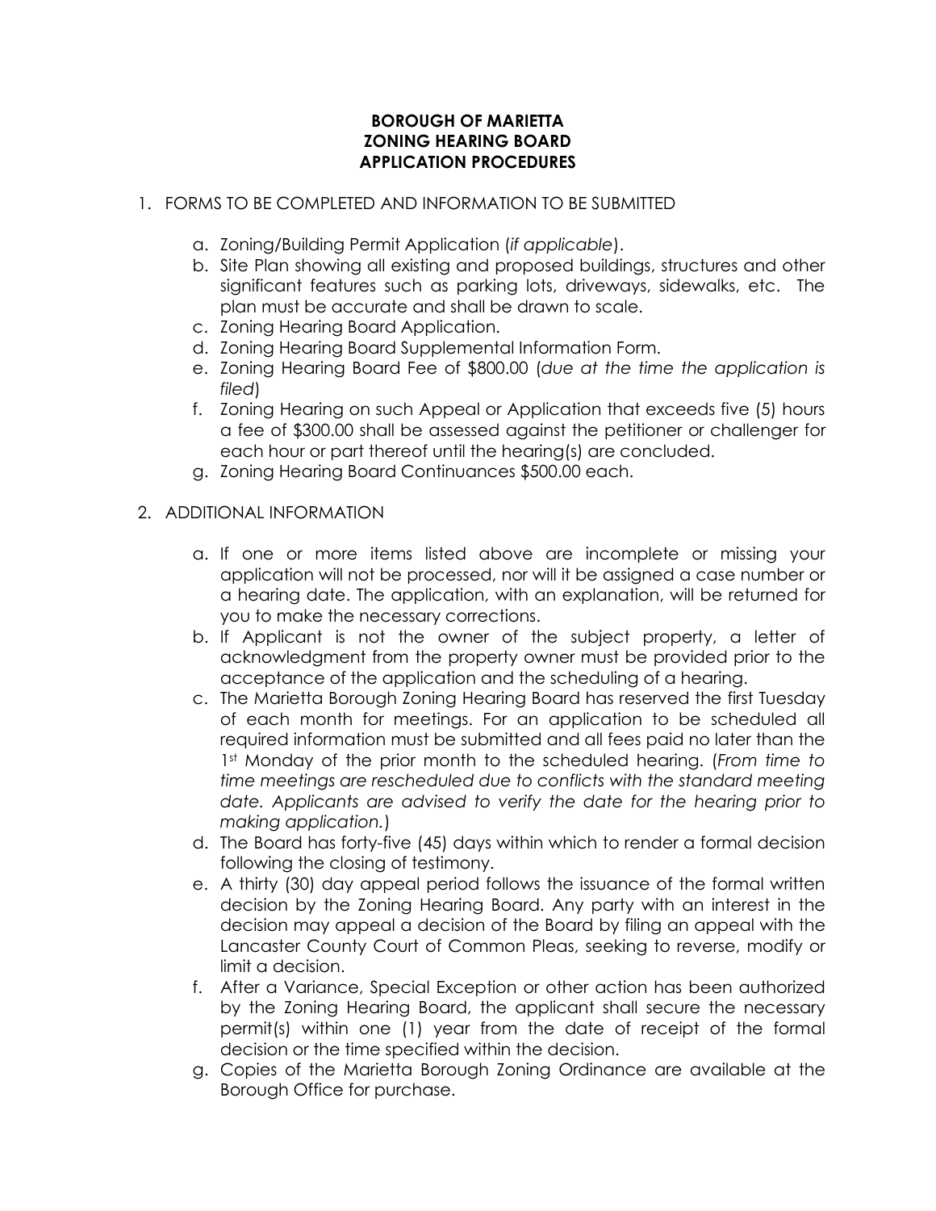# BOROUGH OF MARIETTA
# ZONING HEARING BOARD
# APPLICATION PROCEDURES

1. FORMS TO BE COMPLETED AND INFORMATION TO BE SUBMITTED

   a. Zoning/Building Permit Application (*if applicable*).
   b. Site Plan showing all existing and proposed buildings, structures and other significant features such as parking lots, driveways, sidewalks, etc. The plan must be accurate and shall be drawn to scale.
   c. Zoning Hearing Board Application.
   d. Zoning Hearing Board Supplemental Information Form.
   e. Zoning Hearing Board Fee of $800.00 (*due at the time the application is filed*)
   f. Zoning Hearing on such Appeal or Application that exceeds five (5) hours a fee of $300.00 shall be assessed against the petitioner or challenger for each hour or part thereof until the hearing(s) are concluded.
   g. Zoning Hearing Board Continuances $500.00 each.

2. ADDITIONAL INFORMATION

   a. If one or more items listed above are incomplete or missing your application will not be processed, nor will it be assigned a case number or a hearing date. The application, with an explanation, will be returned for you to make the necessary corrections.
   b. If Applicant is not the owner of the subject property, a letter of acknowledgment from the property owner must be provided prior to the acceptance of the application and the scheduling of a hearing.
   c. The Marietta Borough Zoning Hearing Board has reserved the first Tuesday of each month for meetings. For an application to be scheduled all required information must be submitted and all fees paid no later than the 1st Monday of the prior month to the scheduled hearing. (*From time to time meetings are rescheduled due to conflicts with the standard meeting date. Applicants are advised to verify the date for the hearing prior to making application.*)
   d. The Board has forty-five (45) days within which to render a formal decision following the closing of testimony.
   e. A thirty (30) day appeal period follows the issuance of the formal written decision by the Zoning Hearing Board. Any party with an interest in the decision may appeal a decision of the Board by filing an appeal with the Lancaster County Court of Common Pleas, seeking to reverse, modify or limit a decision.
   f. After a Variance, Special Exception or other action has been authorized by the Zoning Hearing Board, the applicant shall secure the necessary permit(s) within one (1) year from the date of receipt of the formal decision or the time specified within the decision.
   g. Copies of the Marietta Borough Zoning Ordinance are available at the Borough Office for purchase.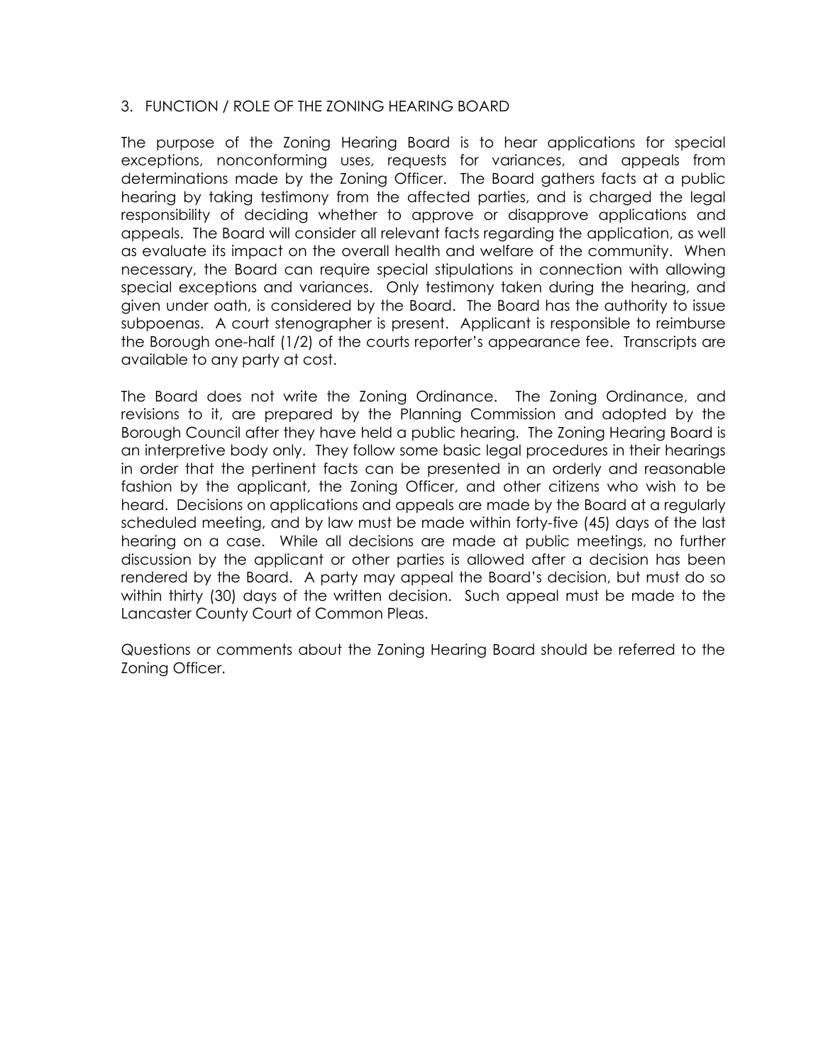## 3. FUNCTION / ROLE OF THE ZONING HEARING BOARD

The purpose of the Zoning Hearing Board is to hear applications for special exceptions, nonconforming uses, requests for variances, and appeals from determinations made by the Zoning Officer. The Board gathers facts at a public hearing by taking testimony from the affected parties, and is charged the legal responsibility of deciding whether to approve or disapprove applications and appeals. The Board will consider all relevant facts regarding the application, as well as evaluate its impact on the overall health and welfare of the community. When necessary, the Board can require special stipulations in connection with allowing special exceptions and variances. Only testimony taken during the hearing, and given under oath, is considered by the Board. The Board has the authority to issue subpoenas. A court stenographer is present. Applicant is responsible to reimburse the Borough one-half (1/2) of the courts reporter's appearance fee. Transcripts are available to any party at cost.

The Board does not write the Zoning Ordinance. The Zoning Ordinance, and revisions to it, are prepared by the Planning Commission and adopted by the Borough Council after they have held a public hearing. The Zoning Hearing Board is an interpretive body only. They follow some basic legal procedures in their hearings in order that the pertinent facts can be presented in an orderly and reasonable fashion by the applicant, the Zoning Officer, and other citizens who wish to be heard. Decisions on applications and appeals are made by the Board at a regularly scheduled meeting, and by law must be made within forty-five (45) days of the last hearing on a case. While all decisions are made at public meetings, no further discussion by the applicant or other parties is allowed after a decision has been rendered by the Board. A party may appeal the Board's decision, but must do so within thirty (30) days of the written decision. Such appeal must be made to the Lancaster County Court of Common Pleas.

Questions or comments about the Zoning Hearing Board should be referred to the Zoning Officer.